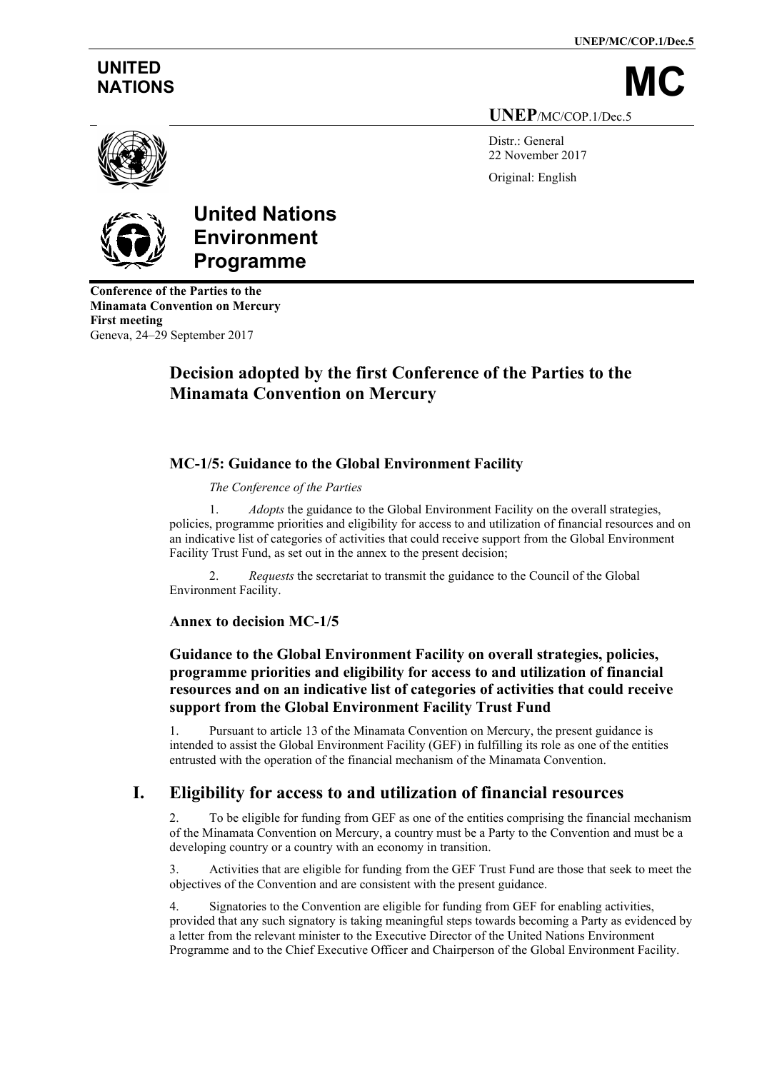UNITED NATIONS

# MC

UNEP/MC/COP.1/Dec.5

Distr.: General
22 November 2017

Original: English

**United Nations Environment Programme**

**Conference of the Parties to the Minamata Convention on Mercury**
**First meeting**
Geneva, 24–29 September 2017

## Decision adopted by the first Conference of the Parties to the Minamata Convention on Mercury

### MC-1/5: Guidance to the Global Environment Facility

*The Conference of the Parties*

1. *Adopts* the guidance to the Global Environment Facility on the overall strategies, policies, programme priorities and eligibility for access to and utilization of financial resources and on an indicative list of categories of activities that could receive support from the Global Environment Facility Trust Fund, as set out in the annex to the present decision;

2. *Requests* the secretariat to transmit the guidance to the Council of the Global Environment Facility.

### Annex to decision MC-1/5

### Guidance to the Global Environment Facility on overall strategies, policies, programme priorities and eligibility for access to and utilization of financial resources and on an indicative list of categories of activities that could receive support from the Global Environment Facility Trust Fund

1. Pursuant to article 13 of the Minamata Convention on Mercury, the present guidance is intended to assist the Global Environment Facility (GEF) in fulfilling its role as one of the entities entrusted with the operation of the financial mechanism of the Minamata Convention.

## I. Eligibility for access to and utilization of financial resources

2. To be eligible for funding from GEF as one of the entities comprising the financial mechanism of the Minamata Convention on Mercury, a country must be a Party to the Convention and must be a developing country or a country with an economy in transition.

3. Activities that are eligible for funding from the GEF Trust Fund are those that seek to meet the objectives of the Convention and are consistent with the present guidance.

4. Signatories to the Convention are eligible for funding from GEF for enabling activities, provided that any such signatory is taking meaningful steps towards becoming a Party as evidenced by a letter from the relevant minister to the Executive Director of the United Nations Environment Programme and to the Chief Executive Officer and Chairperson of the Global Environment Facility.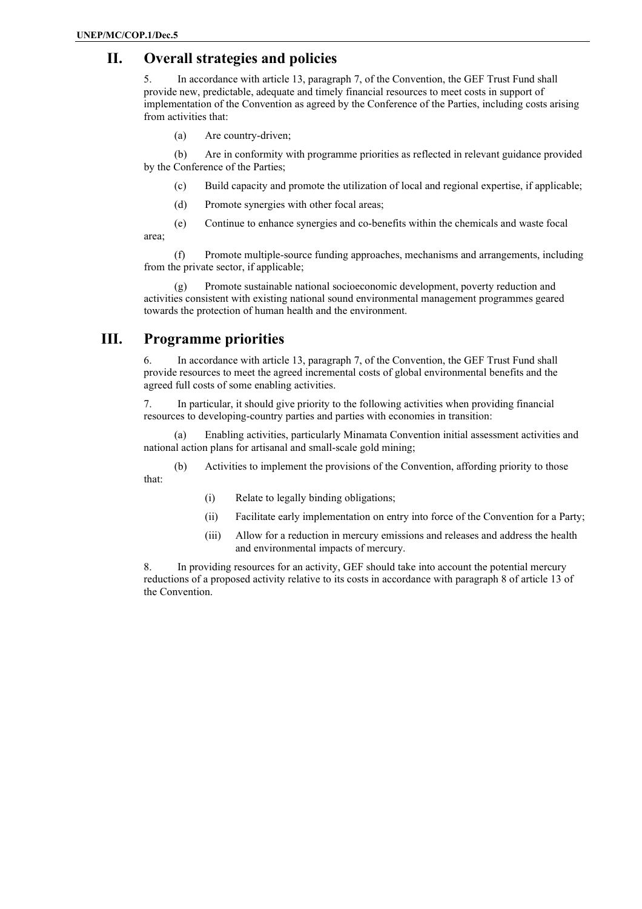## II. Overall strategies and policies

5. In accordance with article 13, paragraph 7, of the Convention, the GEF Trust Fund shall provide new, predictable, adequate and timely financial resources to meet costs in support of implementation of the Convention as agreed by the Conference of the Parties, including costs arising from activities that:

(a) Are country-driven;

(b) Are in conformity with programme priorities as reflected in relevant guidance provided by the Conference of the Parties;

(c) Build capacity and promote the utilization of local and regional expertise, if applicable;

(d) Promote synergies with other focal areas;

(e) Continue to enhance synergies and co-benefits within the chemicals and waste focal area;

(f) Promote multiple-source funding approaches, mechanisms and arrangements, including from the private sector, if applicable;

(g) Promote sustainable national socioeconomic development, poverty reduction and activities consistent with existing national sound environmental management programmes geared towards the protection of human health and the environment.

## III. Programme priorities

6. In accordance with article 13, paragraph 7, of the Convention, the GEF Trust Fund shall provide resources to meet the agreed incremental costs of global environmental benefits and the agreed full costs of some enabling activities.

7. In particular, it should give priority to the following activities when providing financial resources to developing-country parties and parties with economies in transition:

(a) Enabling activities, particularly Minamata Convention initial assessment activities and national action plans for artisanal and small-scale gold mining;

(b) Activities to implement the provisions of the Convention, affording priority to those that:

(i) Relate to legally binding obligations;

(ii) Facilitate early implementation on entry into force of the Convention for a Party;

(iii) Allow for a reduction in mercury emissions and releases and address the health and environmental impacts of mercury.

8. In providing resources for an activity, GEF should take into account the potential mercury reductions of a proposed activity relative to its costs in accordance with paragraph 8 of article 13 of the Convention.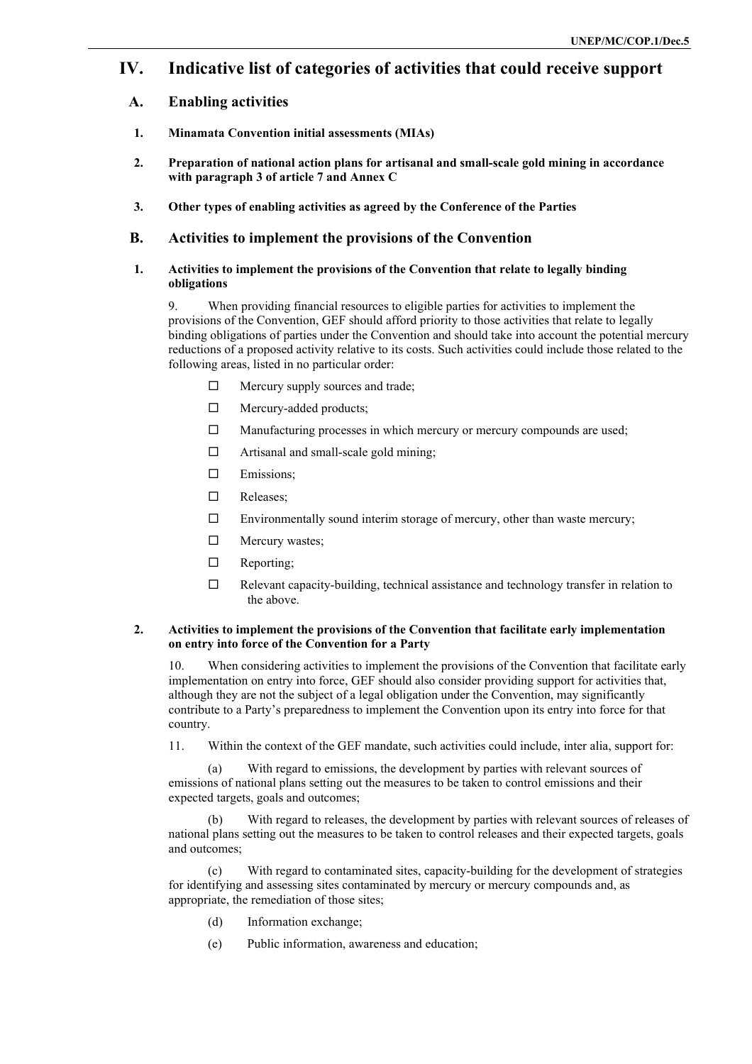## IV. Indicative list of categories of activities that could receive support

### A. Enabling activities

**1. Minamata Convention initial assessments (MIAs)**

**2. Preparation of national action plans for artisanal and small-scale gold mining in accordance with paragraph 3 of article 7 and Annex C**

**3. Other types of enabling activities as agreed by the Conference of the Parties**

### B. Activities to implement the provisions of the Convention

**1. Activities to implement the provisions of the Convention that relate to legally binding obligations**

9. When providing financial resources to eligible parties for activities to implement the provisions of the Convention, GEF should afford priority to those activities that relate to legally binding obligations of parties under the Convention and should take into account the potential mercury reductions of a proposed activity relative to its costs. Such activities could include those related to the following areas, listed in no particular order:

- Mercury supply sources and trade;
- Mercury-added products;
- Manufacturing processes in which mercury or mercury compounds are used;
- Artisanal and small-scale gold mining;
- Emissions;
- Releases;
- Environmentally sound interim storage of mercury, other than waste mercury;
- Mercury wastes;
- Reporting;
- Relevant capacity-building, technical assistance and technology transfer in relation to the above.

**2. Activities to implement the provisions of the Convention that facilitate early implementation on entry into force of the Convention for a Party**

10. When considering activities to implement the provisions of the Convention that facilitate early implementation on entry into force, GEF should also consider providing support for activities that, although they are not the subject of a legal obligation under the Convention, may significantly contribute to a Party's preparedness to implement the Convention upon its entry into force for that country.

11. Within the context of the GEF mandate, such activities could include, inter alia, support for:

(a) With regard to emissions, the development by parties with relevant sources of emissions of national plans setting out the measures to be taken to control emissions and their expected targets, goals and outcomes;

(b) With regard to releases, the development by parties with relevant sources of releases of national plans setting out the measures to be taken to control releases and their expected targets, goals and outcomes;

(c) With regard to contaminated sites, capacity-building for the development of strategies for identifying and assessing sites contaminated by mercury or mercury compounds and, as appropriate, the remediation of those sites;

(d) Information exchange;

(e) Public information, awareness and education;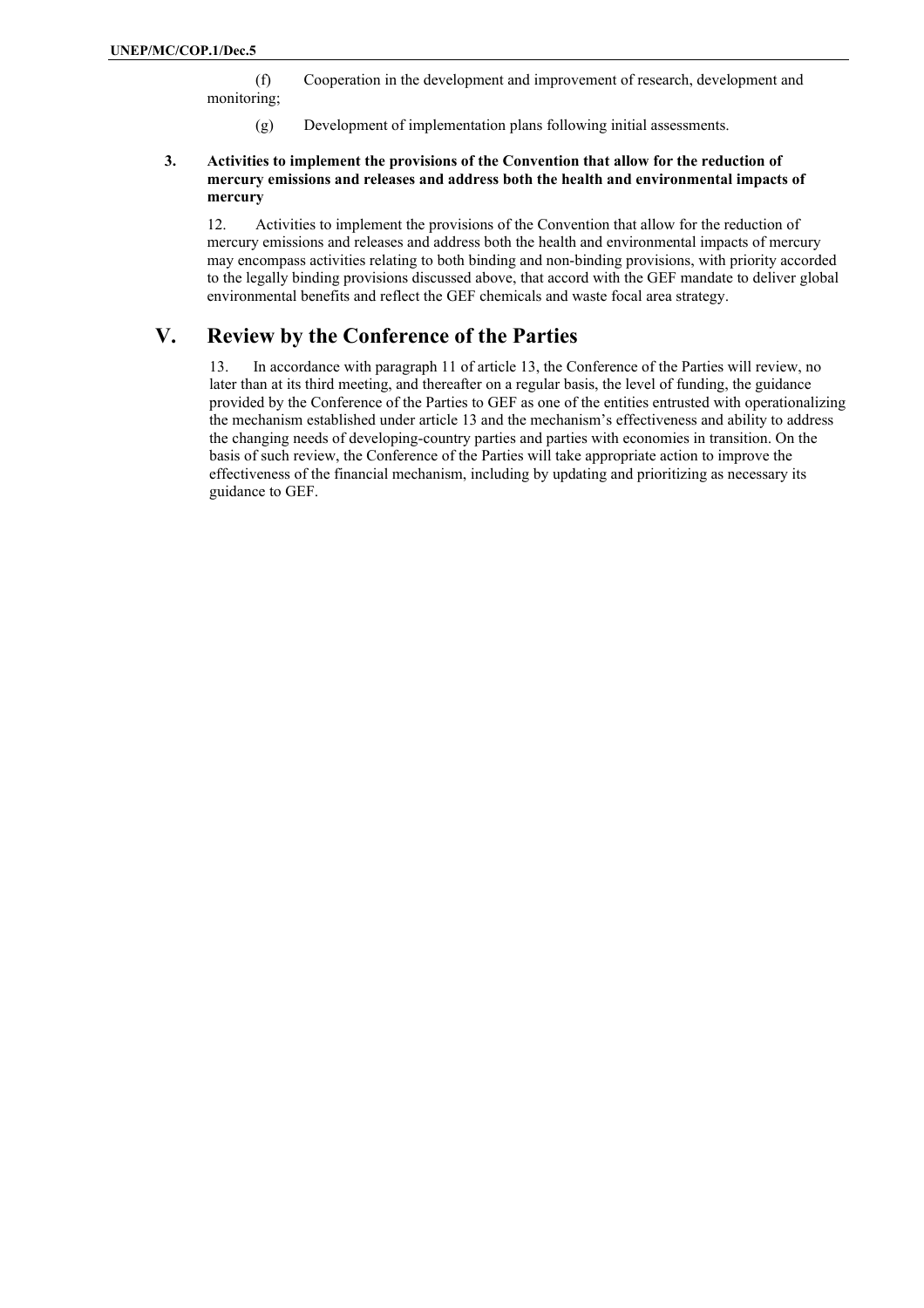(f) Cooperation in the development and improvement of research, development and monitoring;

(g) Development of implementation plans following initial assessments.

### 3. Activities to implement the provisions of the Convention that allow for the reduction of mercury emissions and releases and address both the health and environmental impacts of mercury

12. Activities to implement the provisions of the Convention that allow for the reduction of mercury emissions and releases and address both the health and environmental impacts of mercury may encompass activities relating to both binding and non-binding provisions, with priority accorded to the legally binding provisions discussed above, that accord with the GEF mandate to deliver global environmental benefits and reflect the GEF chemicals and waste focal area strategy.

## V. Review by the Conference of the Parties

13. In accordance with paragraph 11 of article 13, the Conference of the Parties will review, no later than at its third meeting, and thereafter on a regular basis, the level of funding, the guidance provided by the Conference of the Parties to GEF as one of the entities entrusted with operationalizing the mechanism established under article 13 and the mechanism's effectiveness and ability to address the changing needs of developing-country parties and parties with economies in transition. On the basis of such review, the Conference of the Parties will take appropriate action to improve the effectiveness of the financial mechanism, including by updating and prioritizing as necessary its guidance to GEF.